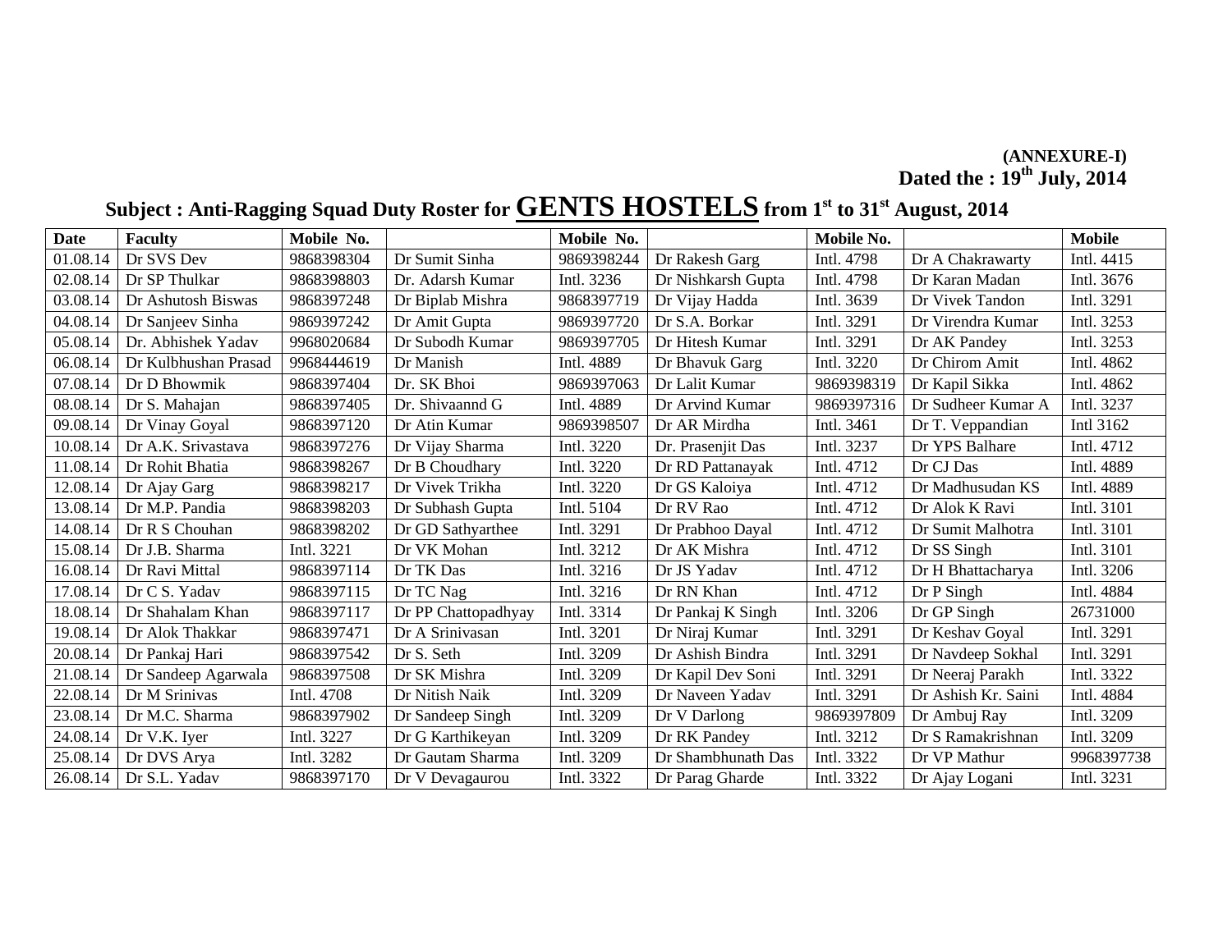**(ANNEXURE-I)**
**Dated the : 19th July, 2014**

## Subject : Anti-Ragging Squad Duty Roster for GENTS HOSTELS from 1st to 31st August, 2014

| Date | Faculty | Mobile No. | | Mobile No. | | Mobile No. | | Mobile |
|---|---|---|---|---|---|---|---|---|
| 01.08.14 | Dr SVS Dev | 9868398304 | Dr Sumit Sinha | 9869398244 | Dr Rakesh Garg | Intl. 4798 | Dr A Chakrawarty | Intl. 4415 |
| 02.08.14 | Dr SP Thulkar | 9868398803 | Dr. Adarsh Kumar | Intl. 3236 | Dr Nishkarsh Gupta | Intl. 4798 | Dr Karan Madan | Intl. 3676 |
| 03.08.14 | Dr Ashutosh Biswas | 9868397248 | Dr Biplab Mishra | 9868397719 | Dr Vijay Hadda | Intl. 3639 | Dr Vivek Tandon | Intl. 3291 |
| 04.08.14 | Dr Sanjeev Sinha | 9869397242 | Dr Amit Gupta | 9869397720 | Dr S.A. Borkar | Intl. 3291 | Dr Virendra Kumar | Intl. 3253 |
| 05.08.14 | Dr. Abhishek Yadav | 9968020684 | Dr Subodh Kumar | 9869397705 | Dr Hitesh Kumar | Intl. 3291 | Dr AK Pandey | Intl. 3253 |
| 06.08.14 | Dr Kulbhushan Prasad | 9968444619 | Dr Manish | Intl. 4889 | Dr Bhavuk Garg | Intl. 3220 | Dr Chirom Amit | Intl. 4862 |
| 07.08.14 | Dr D Bhowmik | 9868397404 | Dr. SK Bhoi | 9869397063 | Dr Lalit Kumar | 9869398319 | Dr Kapil Sikka | Intl. 4862 |
| 08.08.14 | Dr S. Mahajan | 9868397405 | Dr. Shivaannd G | Intl. 4889 | Dr Arvind Kumar | 9869397316 | Dr Sudheer Kumar A | Intl. 3237 |
| 09.08.14 | Dr Vinay Goyal | 9868397120 | Dr Atin Kumar | 9869398507 | Dr AR Mirdha | Intl. 3461 | Dr T. Veppandian | Intl 3162 |
| 10.08.14 | Dr A.K. Srivastava | 9868397276 | Dr Vijay Sharma | Intl. 3220 | Dr. Prasenjit Das | Intl. 3237 | Dr YPS Balhare | Intl. 4712 |
| 11.08.14 | Dr Rohit Bhatia | 9868398267 | Dr B Choudhary | Intl. 3220 | Dr RD Pattanayak | Intl. 4712 | Dr CJ Das | Intl. 4889 |
| 12.08.14 | Dr Ajay Garg | 9868398217 | Dr Vivek Trikha | Intl. 3220 | Dr GS Kaloiya | Intl. 4712 | Dr Madhusudan KS | Intl. 4889 |
| 13.08.14 | Dr M.P. Pandia | 9868398203 | Dr Subhash Gupta | Intl. 5104 | Dr RV Rao | Intl. 4712 | Dr Alok K Ravi | Intl. 3101 |
| 14.08.14 | Dr R S Chouhan | 9868398202 | Dr GD Sathyarthee | Intl. 3291 | Dr Prabhoo Dayal | Intl. 4712 | Dr Sumit Malhotra | Intl. 3101 |
| 15.08.14 | Dr J.B. Sharma | Intl. 3221 | Dr VK Mohan | Intl. 3212 | Dr AK Mishra | Intl. 4712 | Dr SS Singh | Intl. 3101 |
| 16.08.14 | Dr Ravi Mittal | 9868397114 | Dr TK Das | Intl. 3216 | Dr JS Yadav | Intl. 4712 | Dr H Bhattacharya | Intl. 3206 |
| 17.08.14 | Dr C S. Yadav | 9868397115 | Dr TC Nag | Intl. 3216 | Dr RN Khan | Intl. 4712 | Dr P Singh | Intl. 4884 |
| 18.08.14 | Dr Shahalam Khan | 9868397117 | Dr PP Chattopadhyay | Intl. 3314 | Dr Pankaj K Singh | Intl. 3206 | Dr GP Singh | 26731000 |
| 19.08.14 | Dr Alok Thakkar | 9868397471 | Dr A Srinivasan | Intl. 3201 | Dr Niraj Kumar | Intl. 3291 | Dr Keshav Goyal | Intl. 3291 |
| 20.08.14 | Dr Pankaj Hari | 9868397542 | Dr S. Seth | Intl. 3209 | Dr Ashish Bindra | Intl. 3291 | Dr Navdeep Sokhal | Intl. 3291 |
| 21.08.14 | Dr Sandeep Agarwala | 9868397508 | Dr SK Mishra | Intl. 3209 | Dr Kapil Dev Soni | Intl. 3291 | Dr Neeraj Parakh | Intl. 3322 |
| 22.08.14 | Dr M Srinivas | Intl. 4708 | Dr Nitish Naik | Intl. 3209 | Dr Naveen Yadav | Intl. 3291 | Dr Ashish Kr. Saini | Intl. 4884 |
| 23.08.14 | Dr M.C. Sharma | 9868397902 | Dr Sandeep Singh | Intl. 3209 | Dr V Darlong | 9869397809 | Dr Ambuj Ray | Intl. 3209 |
| 24.08.14 | Dr V.K. Iyer | Intl. 3227 | Dr G Karthikeyan | Intl. 3209 | Dr RK Pandey | Intl. 3212 | Dr S Ramakrishnan | Intl. 3209 |
| 25.08.14 | Dr DVS Arya | Intl. 3282 | Dr Gautam Sharma | Intl. 3209 | Dr Shambhunath Das | Intl. 3322 | Dr VP Mathur | 9968397738 |
| 26.08.14 | Dr S.L. Yadav | 9868397170 | Dr V Devagaurou | Intl. 3322 | Dr Parag Gharde | Intl. 3322 | Dr Ajay Logani | Intl. 3231 |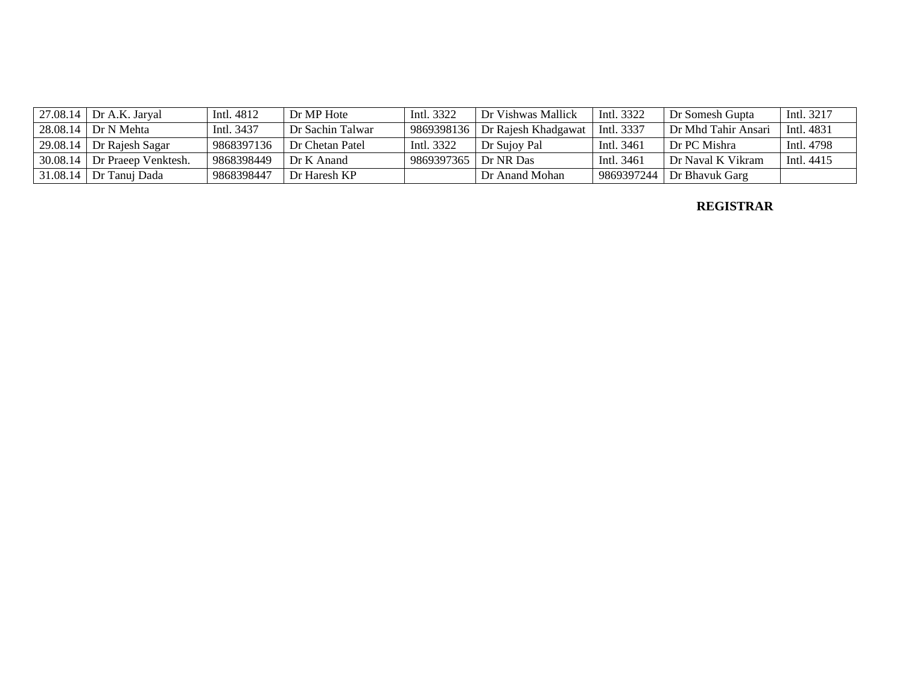| | | | | | | | | |
|---|---|---|---|---|---|---|---|---|
| 27.08.14 | Dr A.K. Jaryal | Intl. 4812 | Dr MP Hote | Intl. 3322 | Dr Vishwas Mallick | Intl. 3322 | Dr Somesh Gupta | Intl. 3217 |
| 28.08.14 | Dr N Mehta | Intl. 3437 | Dr Sachin Talwar | 9869398136 | Dr Rajesh Khadgawat | Intl. 3337 | Dr Mhd Tahir Ansari | Intl. 4831 |
| 29.08.14 | Dr Rajesh Sagar | 9868397136 | Dr Chetan Patel | Intl. 3322 | Dr Sujoy Pal | Intl. 3461 | Dr PC Mishra | Intl. 4798 |
| 30.08.14 | Dr Praeep Venktesh. | 9868398449 | Dr K Anand | 9869397365 | Dr NR Das | Intl. 3461 | Dr Naval K Vikram | Intl. 4415 |
| 31.08.14 | Dr Tanuj Dada | 9868398447 | Dr Haresh KP | | Dr Anand Mohan | 9869397244 | Dr Bhavuk Garg | |

**REGISTRAR**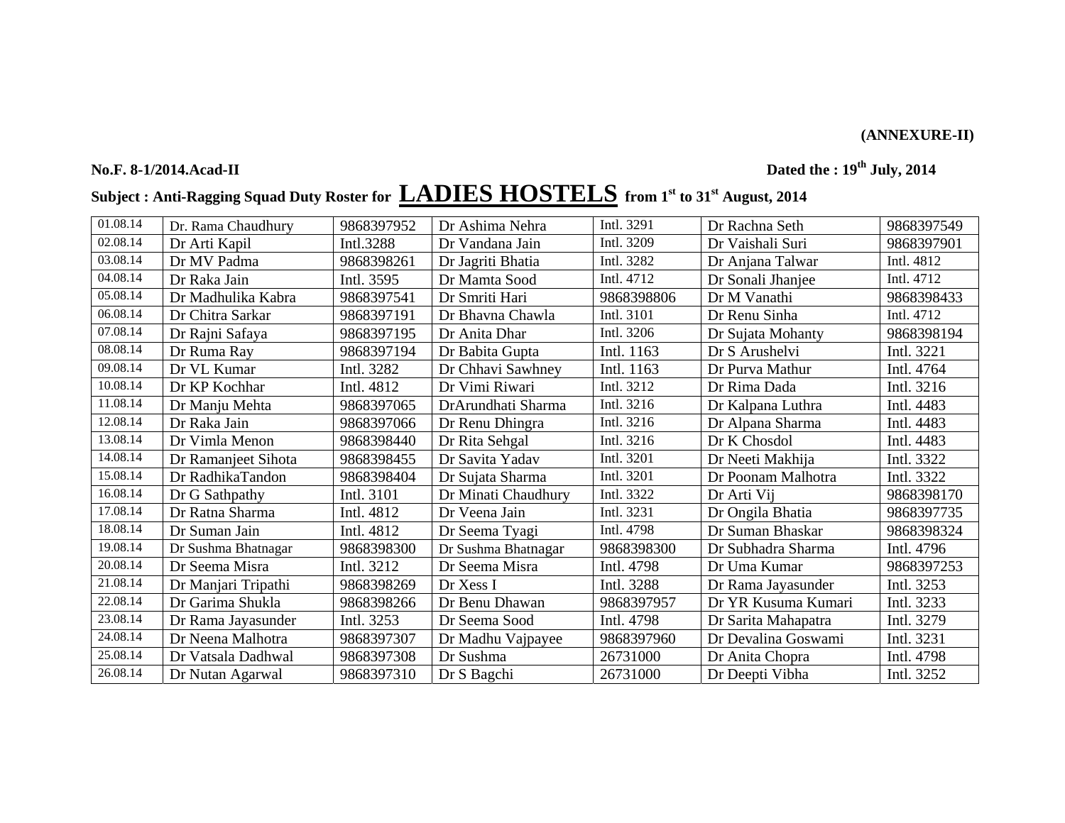**(ANNEXURE-II)**

**No.F. 8-1/2014.Acad-II** **Dated the : 19th July, 2014**

**Subject : Anti-Ragging Squad Duty Roster for LADIES HOSTELS from 1st to 31st August, 2014**

| | | | | | | |
|---|---|---|---|---|---|---|
| 01.08.14 | Dr. Rama Chaudhury | 9868397952 | Dr Ashima Nehra | Intl. 3291 | Dr Rachna Seth | 9868397549 |
| 02.08.14 | Dr Arti Kapil | Intl.3288 | Dr Vandana Jain | Intl. 3209 | Dr Vaishali Suri | 9868397901 |
| 03.08.14 | Dr MV Padma | 9868398261 | Dr Jagriti Bhatia | Intl. 3282 | Dr Anjana Talwar | Intl. 4812 |
| 04.08.14 | Dr Raka Jain | Intl. 3595 | Dr Mamta Sood | Intl. 4712 | Dr Sonali Jhanjee | Intl. 4712 |
| 05.08.14 | Dr Madhulika Kabra | 9868397541 | Dr Smriti Hari | 9868398806 | Dr M Vanathi | 9868398433 |
| 06.08.14 | Dr Chitra Sarkar | 9868397191 | Dr Bhavna Chawla | Intl. 3101 | Dr Renu Sinha | Intl. 4712 |
| 07.08.14 | Dr Rajni Safaya | 9868397195 | Dr Anita Dhar | Intl. 3206 | Dr Sujata Mohanty | 9868398194 |
| 08.08.14 | Dr Ruma Ray | 9868397194 | Dr Babita Gupta | Intl. 1163 | Dr S Arushelvi | Intl. 3221 |
| 09.08.14 | Dr VL Kumar | Intl. 3282 | Dr Chhavi Sawhney | Intl. 1163 | Dr Purva Mathur | Intl. 4764 |
| 10.08.14 | Dr KP Kochhar | Intl. 4812 | Dr Vimi Riwari | Intl. 3212 | Dr Rima Dada | Intl. 3216 |
| 11.08.14 | Dr Manju Mehta | 9868397065 | DrArundhati Sharma | Intl. 3216 | Dr Kalpana Luthra | Intl. 4483 |
| 12.08.14 | Dr Raka Jain | 9868397066 | Dr Renu Dhingra | Intl. 3216 | Dr Alpana Sharma | Intl. 4483 |
| 13.08.14 | Dr Vimla Menon | 9868398440 | Dr Rita Sehgal | Intl. 3216 | Dr K Chosdol | Intl. 4483 |
| 14.08.14 | Dr Ramanjeet Sihota | 9868398455 | Dr Savita Yadav | Intl. 3201 | Dr Neeti Makhija | Intl. 3322 |
| 15.08.14 | Dr RadhikaTandon | 9868398404 | Dr Sujata Sharma | Intl. 3201 | Dr Poonam Malhotra | Intl. 3322 |
| 16.08.14 | Dr G Sathpathy | Intl. 3101 | Dr Minati Chaudhury | Intl. 3322 | Dr Arti Vij | 9868398170 |
| 17.08.14 | Dr Ratna Sharma | Intl. 4812 | Dr Veena Jain | Intl. 3231 | Dr Ongila Bhatia | 9868397735 |
| 18.08.14 | Dr Suman Jain | Intl. 4812 | Dr Seema Tyagi | Intl. 4798 | Dr Suman Bhaskar | 9868398324 |
| 19.08.14 | Dr Sushma Bhatnagar | 9868398300 | Dr Sushma Bhatnagar | 9868398300 | Dr Subhadra Sharma | Intl. 4796 |
| 20.08.14 | Dr Seema Misra | Intl. 3212 | Dr Seema Misra | Intl. 4798 | Dr Uma Kumar | 9868397253 |
| 21.08.14 | Dr Manjari Tripathi | 9868398269 | Dr Xess I | Intl. 3288 | Dr Rama Jayasunder | Intl. 3253 |
| 22.08.14 | Dr Garima Shukla | 9868398266 | Dr Benu Dhawan | 9868397957 | Dr YR Kusuma Kumari | Intl. 3233 |
| 23.08.14 | Dr Rama Jayasunder | Intl. 3253 | Dr Seema Sood | Intl. 4798 | Dr Sarita Mahapatra | Intl. 3279 |
| 24.08.14 | Dr Neena Malhotra | 9868397307 | Dr Madhu Vajpayee | 9868397960 | Dr Devalina Goswami | Intl. 3231 |
| 25.08.14 | Dr Vatsala Dadhwal | 9868397308 | Dr Sushma | 26731000 | Dr Anita Chopra | Intl. 4798 |
| 26.08.14 | Dr Nutan Agarwal | 9868397310 | Dr S Bagchi | 26731000 | Dr Deepti Vibha | Intl. 3252 |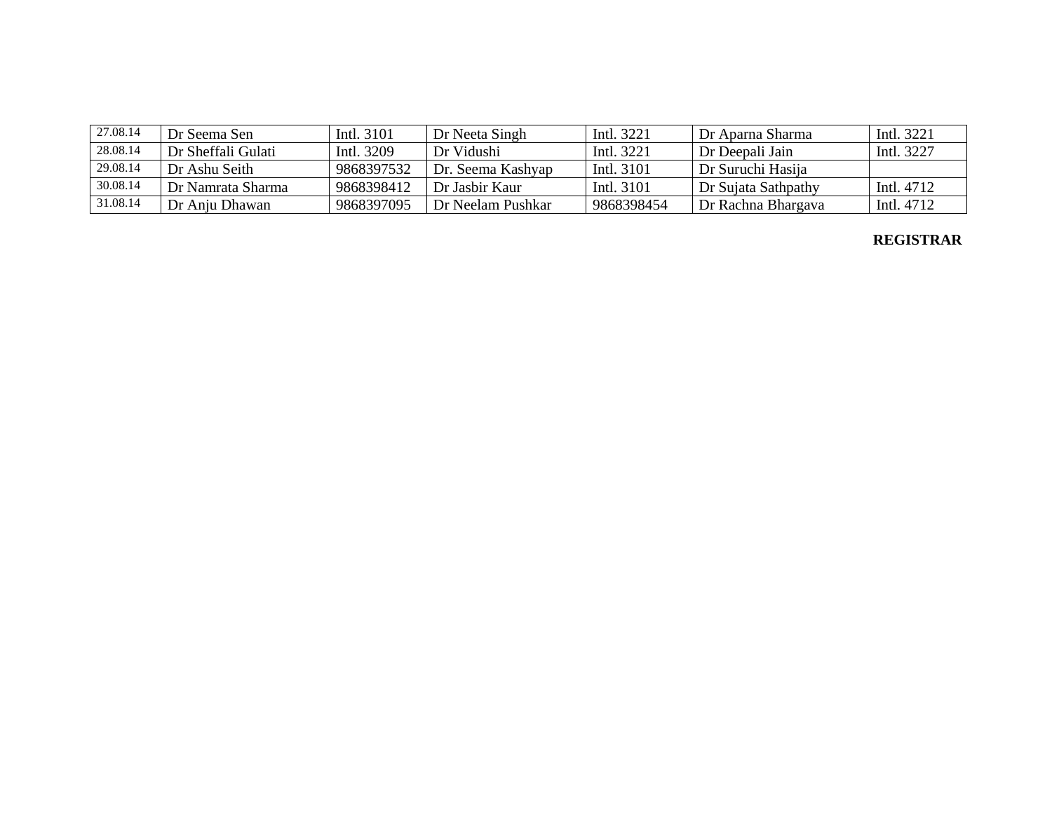| 27.08.14 | Dr Seema Sen | Intl. 3101 | Dr Neeta Singh | Intl. 3221 | Dr Aparna Sharma | Intl. 3221 |
|---|---|---|---|---|---|---|
| 28.08.14 | Dr Sheffali Gulati | Intl. 3209 | Dr Vidushi | Intl. 3221 | Dr Deepali Jain | Intl. 3227 |
| 29.08.14 | Dr Ashu Seith | 9868397532 | Dr. Seema Kashyap | Intl. 3101 | Dr Suruchi Hasija | |
| 30.08.14 | Dr Namrata Sharma | 9868398412 | Dr Jasbir Kaur | Intl. 3101 | Dr Sujata Sathpathy | Intl. 4712 |
| 31.08.14 | Dr Anju Dhawan | 9868397095 | Dr Neelam Pushkar | 9868398454 | Dr Rachna Bhargava | Intl. 4712 |

**REGISTRAR**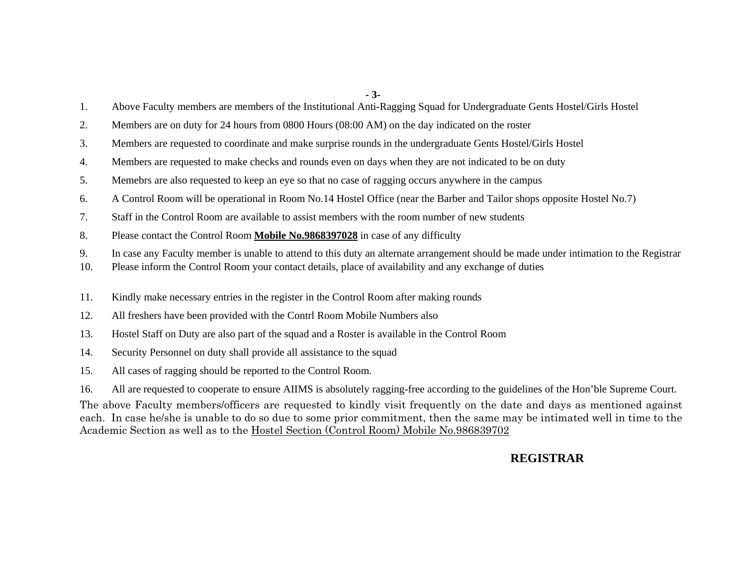1. Above Faculty members are members of the Institutional Anti-Ragging Squad for Undergraduate Gents Hostel/Girls Hostel
2. Members are on duty for 24 hours from 0800 Hours (08:00 AM) on the day indicated on the roster
3. Members are requested to coordinate and make surprise rounds in the undergraduate Gents Hostel/Girls Hostel
4. Members are requested to make checks and rounds even on days when they are not indicated to be on duty
5. Memebrs are also requested to keep an eye so that no case of ragging occurs anywhere in the campus
6. A Control Room will be operational in Room No.14 Hostel Office (near the Barber and Tailor shops opposite Hostel No.7)
7. Staff in the Control Room are available to assist members with the room number of new students
8. Please contact the Control Room **Mobile No.9868397028** in case of any difficulty
9. In case any Faculty member is unable to attend to this duty an alternate arrangement should be made under intimation to the Registrar
10. Please inform the Control Room your contact details, place of availability and any exchange of duties
11. Kindly make necessary entries in the register in the Control Room after making rounds
12. All freshers have been provided with the Contrl Room Mobile Numbers also
13. Hostel Staff on Duty are also part of the squad and a Roster is available in the Control Room
14. Security Personnel on duty shall provide all assistance to the squad
15. All cases of ragging should be reported to the Control Room.
16. All are requested to cooperate to ensure AIIMS is absolutely ragging-free according to the guidelines of the Hon'ble Supreme Court.

The above Faculty members/officers are requested to kindly visit frequently on the date and days as mentioned against each. In case he/she is unable to do so due to some prior commitment, then the same may be intimated well in time to the Academic Section as well as to the Hostel Section (Control Room) Mobile No.986839702

**REGISTRAR**